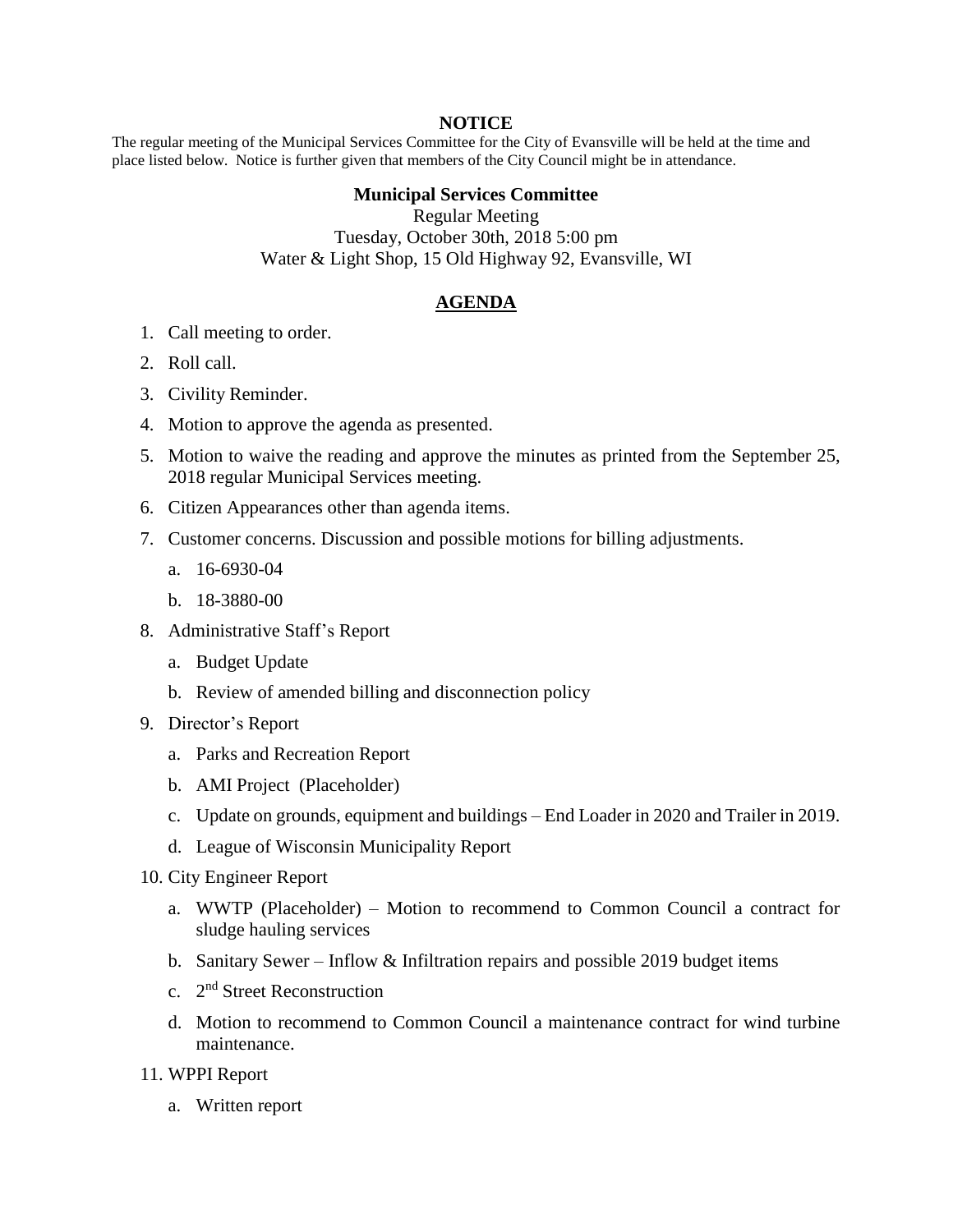**NOTICE**

The regular meeting of the Municipal Services Committee for the City of Evansville will be held at the time and place listed below. Notice is further given that members of the City Council might be in attendance.

**Municipal Services Committee**

Regular Meeting

Tuesday, October 30th, 2018 5:00 pm

Water & Light Shop, 15 Old Highway 92, Evansville, WI

## AGENDA

1. Call meeting to order.
2. Roll call.
3. Civility Reminder.
4. Motion to approve the agenda as presented.
5. Motion to waive the reading and approve the minutes as printed from the September 25, 2018 regular Municipal Services meeting.
6. Citizen Appearances other than agenda items.
7. Customer concerns. Discussion and possible motions for billing adjustments.
   a. 16-6930-04
   b. 18-3880-00
8. Administrative Staff's Report
   a. Budget Update
   b. Review of amended billing and disconnection policy
9. Director's Report
   a. Parks and Recreation Report
   b. AMI Project (Placeholder)
   c. Update on grounds, equipment and buildings – End Loader in 2020 and Trailer in 2019.
   d. League of Wisconsin Municipality Report
10. City Engineer Report
    a. WWTP (Placeholder) – Motion to recommend to Common Council a contract for sludge hauling services
    b. Sanitary Sewer – Inflow & Infiltration repairs and possible 2019 budget items
    c. 2nd Street Reconstruction
    d. Motion to recommend to Common Council a maintenance contract for wind turbine maintenance.
11. WPPI Report
    a. Written report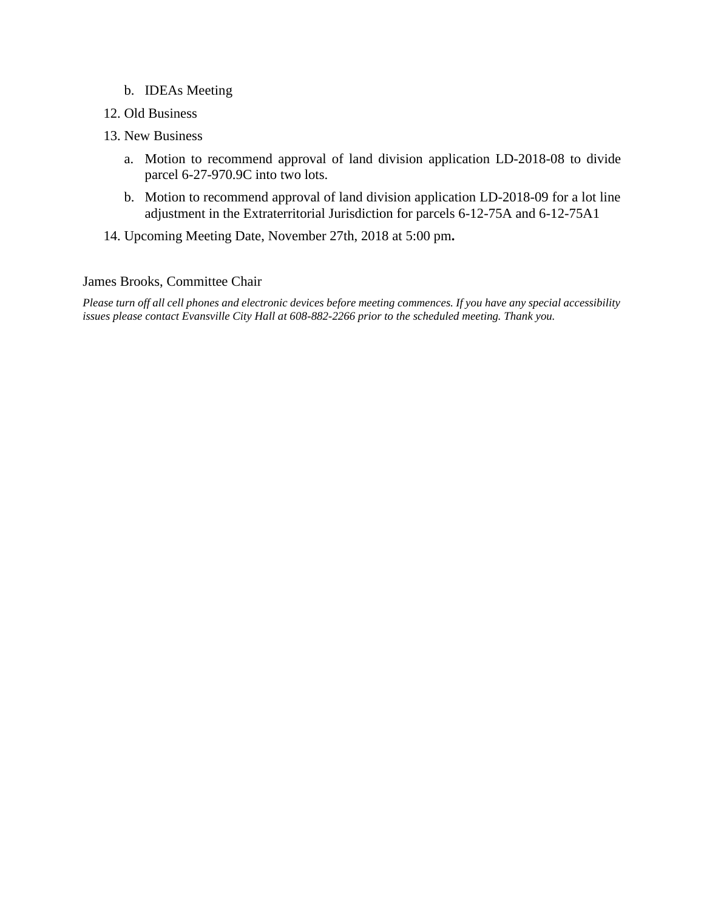b. IDEAs Meeting

12. Old Business
13. New Business
    a. Motion to recommend approval of land division application LD-2018-08 to divide parcel 6-27-970.9C into two lots.
    b. Motion to recommend approval of land division application LD-2018-09 for a lot line adjustment in the Extraterritorial Jurisdiction for parcels 6-12-75A and 6-12-75A1
14. Upcoming Meeting Date, November 27th, 2018 at 5:00 pm**.**

James Brooks, Committee Chair

*Please turn off all cell phones and electronic devices before meeting commences. If you have any special accessibility issues please contact Evansville City Hall at 608-882-2266 prior to the scheduled meeting. Thank you.*